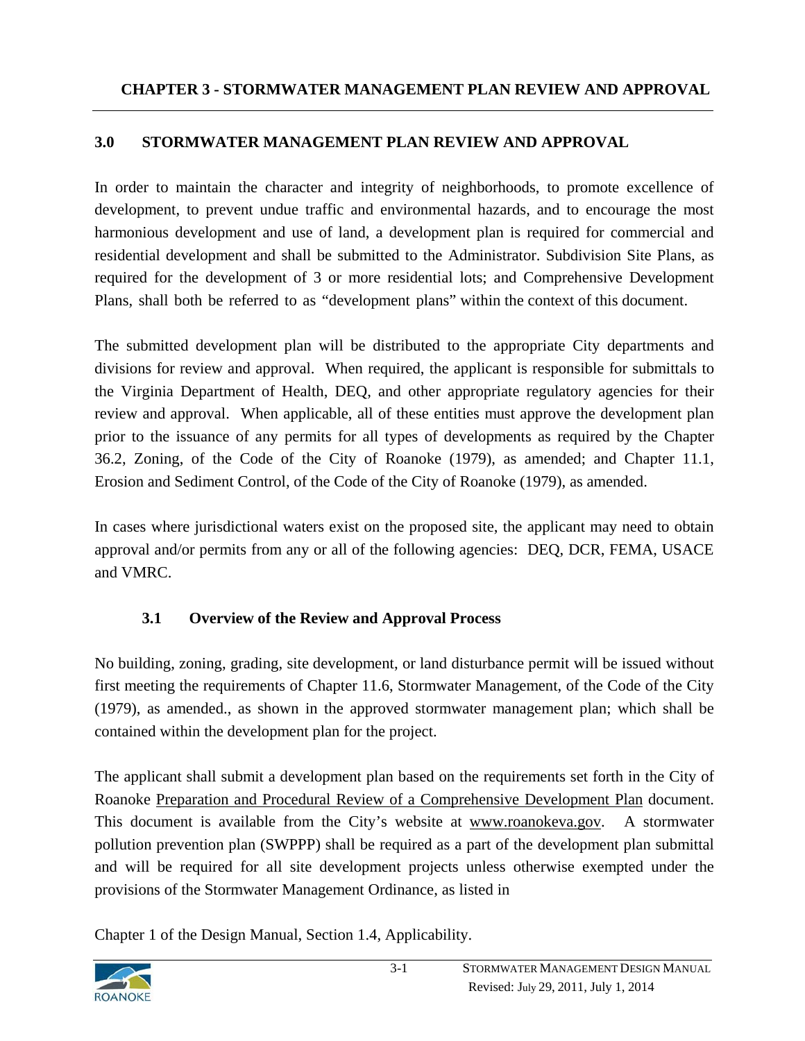# CHAPTER 3 - STORMWATER MANAGEMENT PLAN REVIEW AND APPROVAL

## 3.0 STORMWATER MANAGEMENT PLAN REVIEW AND APPROVAL

In order to maintain the character and integrity of neighborhoods, to promote excellence of development, to prevent undue traffic and environmental hazards, and to encourage the most harmonious development and use of land, a development plan is required for commercial and residential development and shall be submitted to the Administrator. Subdivision Site Plans, as required for the development of 3 or more residential lots; and Comprehensive Development Plans, shall both be referred to as "development plans" within the context of this document.

The submitted development plan will be distributed to the appropriate City departments and divisions for review and approval. When required, the applicant is responsible for submittals to the Virginia Department of Health, DEQ, and other appropriate regulatory agencies for their review and approval. When applicable, all of these entities must approve the development plan prior to the issuance of any permits for all types of developments as required by the Chapter 36.2, Zoning, of the Code of the City of Roanoke (1979), as amended; and Chapter 11.1, Erosion and Sediment Control, of the Code of the City of Roanoke (1979), as amended.

In cases where jurisdictional waters exist on the proposed site, the applicant may need to obtain approval and/or permits from any or all of the following agencies: DEQ, DCR, FEMA, USACE and VMRC.

### 3.1 Overview of the Review and Approval Process

No building, zoning, grading, site development, or land disturbance permit will be issued without first meeting the requirements of Chapter 11.6, Stormwater Management, of the Code of the City (1979), as amended., as shown in the approved stormwater management plan; which shall be contained within the development plan for the project.

The applicant shall submit a development plan based on the requirements set forth in the City of Roanoke Preparation and Procedural Review of a Comprehensive Development Plan document. This document is available from the City's website at www.roanokeva.gov. A stormwater pollution prevention plan (SWPPP) shall be required as a part of the development plan submittal and will be required for all site development projects unless otherwise exempted under the provisions of the Stormwater Management Ordinance, as listed in

Chapter 1 of the Design Manual, Section 1.4, Applicability.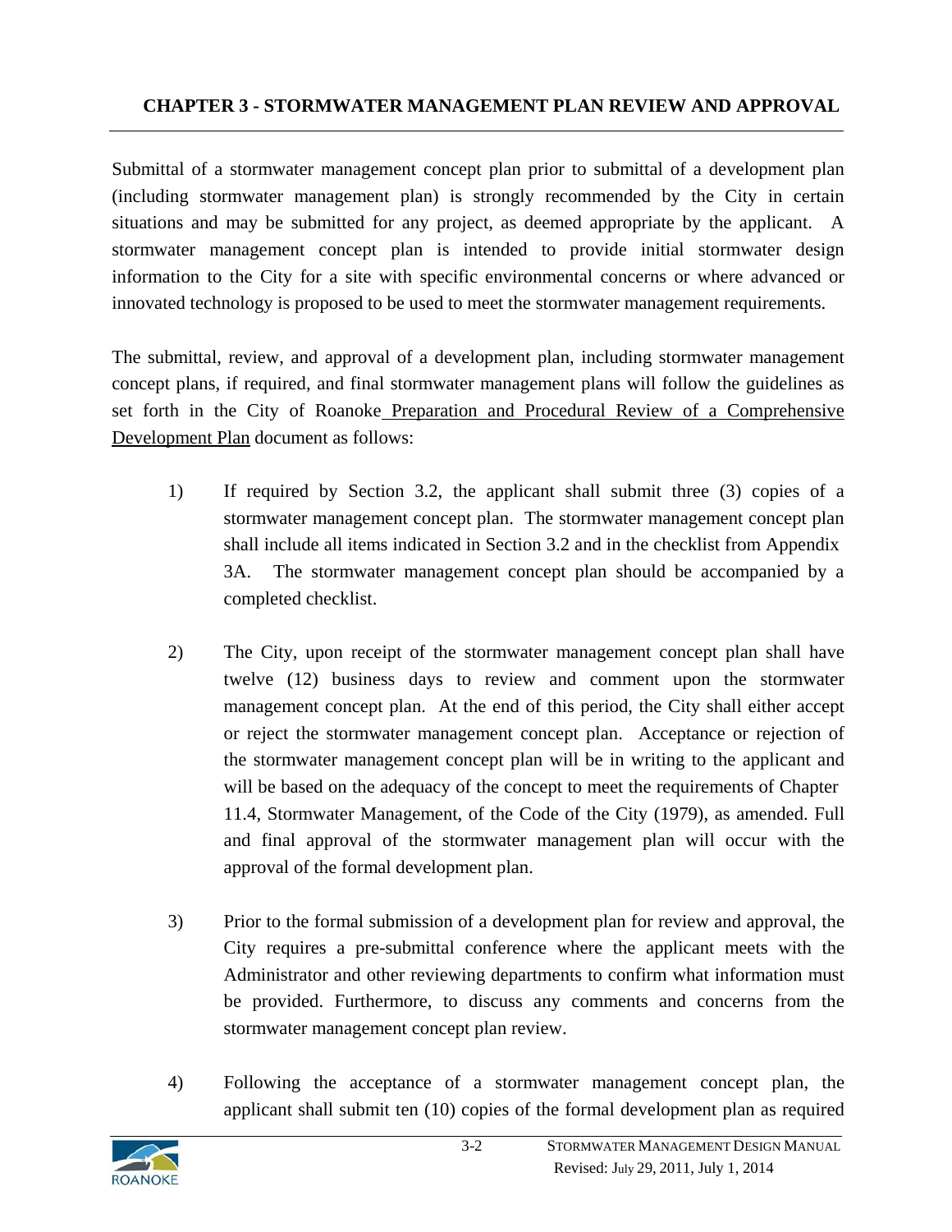Submittal of a stormwater management concept plan prior to submittal of a development plan (including stormwater management plan) is strongly recommended by the City in certain situations and may be submitted for any project, as deemed appropriate by the applicant. A stormwater management concept plan is intended to provide initial stormwater design information to the City for a site with specific environmental concerns or where advanced or innovated technology is proposed to be used to meet the stormwater management requirements.

The submittal, review, and approval of a development plan, including stormwater management concept plans, if required, and final stormwater management plans will follow the guidelines as set forth in the City of Roanoke Preparation and Procedural Review of a Comprehensive Development Plan document as follows:

1) If required by Section 3.2, the applicant shall submit three (3) copies of a stormwater management concept plan. The stormwater management concept plan shall include all items indicated in Section 3.2 and in the checklist from Appendix 3A. The stormwater management concept plan should be accompanied by a completed checklist.

2) The City, upon receipt of the stormwater management concept plan shall have twelve (12) business days to review and comment upon the stormwater management concept plan. At the end of this period, the City shall either accept or reject the stormwater management concept plan. Acceptance or rejection of the stormwater management concept plan will be in writing to the applicant and will be based on the adequacy of the concept to meet the requirements of Chapter 11.4, Stormwater Management, of the Code of the City (1979), as amended. Full and final approval of the stormwater management plan will occur with the approval of the formal development plan.

3) Prior to the formal submission of a development plan for review and approval, the City requires a pre-submittal conference where the applicant meets with the Administrator and other reviewing departments to confirm what information must be provided. Furthermore, to discuss any comments and concerns from the stormwater management concept plan review.

4) Following the acceptance of a stormwater management concept plan, the applicant shall submit ten (10) copies of the formal development plan as required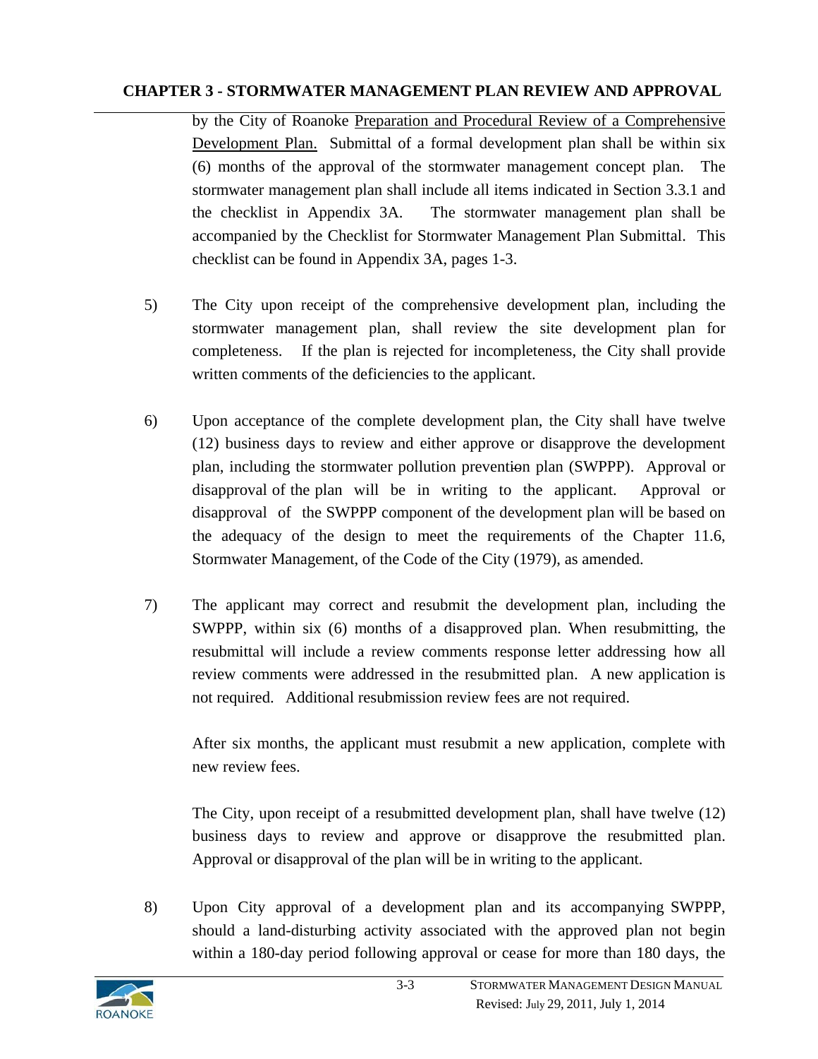by the City of Roanoke Preparation and Procedural Review of a Comprehensive Development Plan. Submittal of a formal development plan shall be within six (6) months of the approval of the stormwater management concept plan. The stormwater management plan shall include all items indicated in Section 3.3.1 and the checklist in Appendix 3A. The stormwater management plan shall be accompanied by the Checklist for Stormwater Management Plan Submittal. This checklist can be found in Appendix 3A, pages 1-3.

5) The City upon receipt of the comprehensive development plan, including the stormwater management plan, shall review the site development plan for completeness. If the plan is rejected for incompleteness, the City shall provide written comments of the deficiencies to the applicant.

6) Upon acceptance of the complete development plan, the City shall have twelve (12) business days to review and either approve or disapprove the development plan, including the stormwater pollution prevention plan (SWPPP). Approval or disapproval of the plan will be in writing to the applicant. Approval or disapproval of the SWPPP component of the development plan will be based on the adequacy of the design to meet the requirements of the Chapter 11.6, Stormwater Management, of the Code of the City (1979), as amended.

7) The applicant may correct and resubmit the development plan, including the SWPPP, within six (6) months of a disapproved plan. When resubmitting, the resubmittal will include a review comments response letter addressing how all review comments were addressed in the resubmitted plan. A new application is not required. Additional resubmission review fees are not required.

   After six months, the applicant must resubmit a new application, complete with new review fees.

   The City, upon receipt of a resubmitted development plan, shall have twelve (12) business days to review and approve or disapprove the resubmitted plan. Approval or disapproval of the plan will be in writing to the applicant.

8) Upon City approval of a development plan and its accompanying SWPPP, should a land-disturbing activity associated with the approved plan not begin within a 180-day period following approval or cease for more than 180 days, the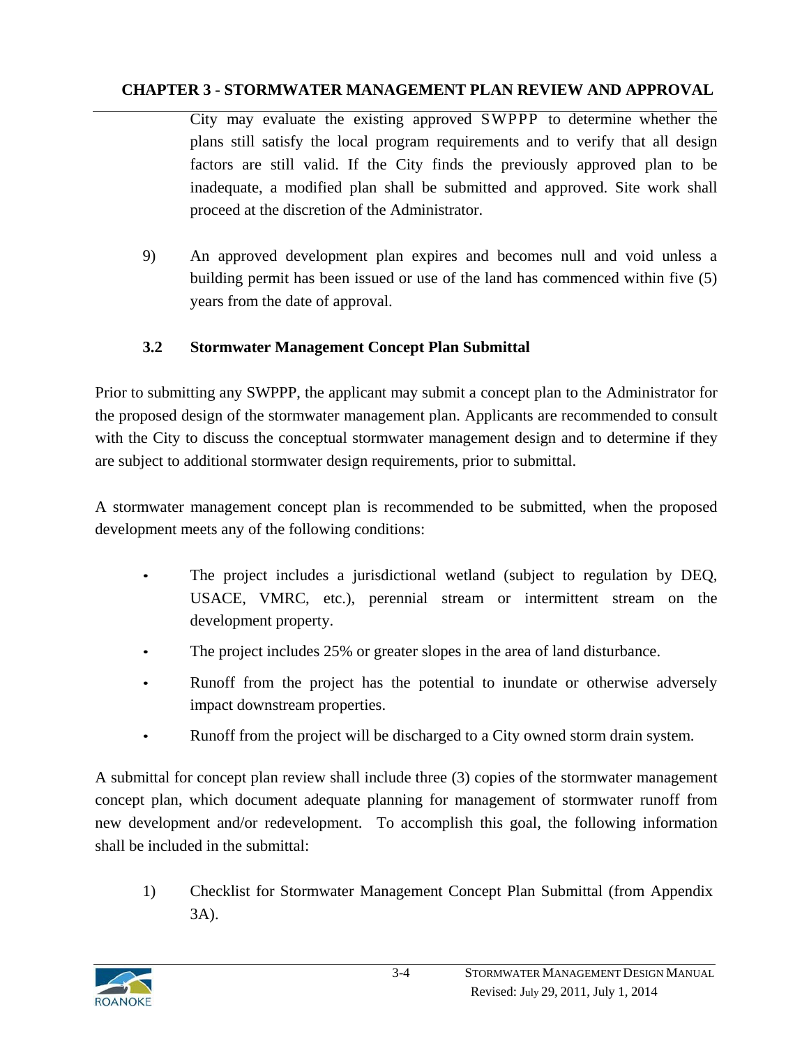City may evaluate the existing approved SWPPP to determine whether the plans still satisfy the local program requirements and to verify that all design factors are still valid. If the City finds the previously approved plan to be inadequate, a modified plan shall be submitted and approved. Site work shall proceed at the discretion of the Administrator.

9) An approved development plan expires and becomes null and void unless a building permit has been issued or use of the land has commenced within five (5) years from the date of approval.

### 3.2 Stormwater Management Concept Plan Submittal

Prior to submitting any SWPPP, the applicant may submit a concept plan to the Administrator for the proposed design of the stormwater management plan. Applicants are recommended to consult with the City to discuss the conceptual stormwater management design and to determine if they are subject to additional stormwater design requirements, prior to submittal.

A stormwater management concept plan is recommended to be submitted, when the proposed development meets any of the following conditions:

- The project includes a jurisdictional wetland (subject to regulation by DEQ, USACE, VMRC, etc.), perennial stream or intermittent stream on the development property.
- The project includes 25% or greater slopes in the area of land disturbance.
- Runoff from the project has the potential to inundate or otherwise adversely impact downstream properties.
- Runoff from the project will be discharged to a City owned storm drain system.

A submittal for concept plan review shall include three (3) copies of the stormwater management concept plan, which document adequate planning for management of stormwater runoff from new development and/or redevelopment. To accomplish this goal, the following information shall be included in the submittal:

1) Checklist for Stormwater Management Concept Plan Submittal (from Appendix 3A).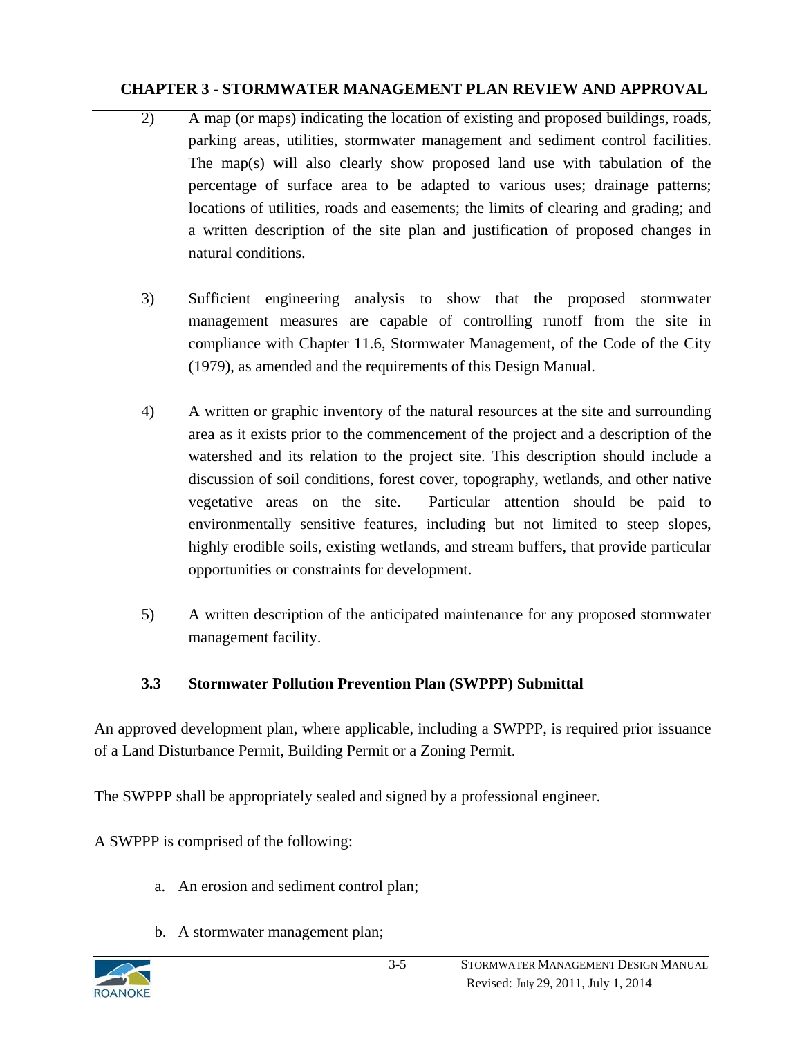2) A map (or maps) indicating the location of existing and proposed buildings, roads, parking areas, utilities, stormwater management and sediment control facilities. The map(s) will also clearly show proposed land use with tabulation of the percentage of surface area to be adapted to various uses; drainage patterns; locations of utilities, roads and easements; the limits of clearing and grading; and a written description of the site plan and justification of proposed changes in natural conditions.

3) Sufficient engineering analysis to show that the proposed stormwater management measures are capable of controlling runoff from the site in compliance with Chapter 11.6, Stormwater Management, of the Code of the City (1979), as amended and the requirements of this Design Manual.

4) A written or graphic inventory of the natural resources at the site and surrounding area as it exists prior to the commencement of the project and a description of the watershed and its relation to the project site. This description should include a discussion of soil conditions, forest cover, topography, wetlands, and other native vegetative areas on the site. Particular attention should be paid to environmentally sensitive features, including but not limited to steep slopes, highly erodible soils, existing wetlands, and stream buffers, that provide particular opportunities or constraints for development.

5) A written description of the anticipated maintenance for any proposed stormwater management facility.

### 3.3 Stormwater Pollution Prevention Plan (SWPPP) Submittal

An approved development plan, where applicable, including a SWPPP, is required prior issuance of a Land Disturbance Permit, Building Permit or a Zoning Permit.

The SWPPP shall be appropriately sealed and signed by a professional engineer.

A SWPPP is comprised of the following:

a. An erosion and sediment control plan;

b. A stormwater management plan;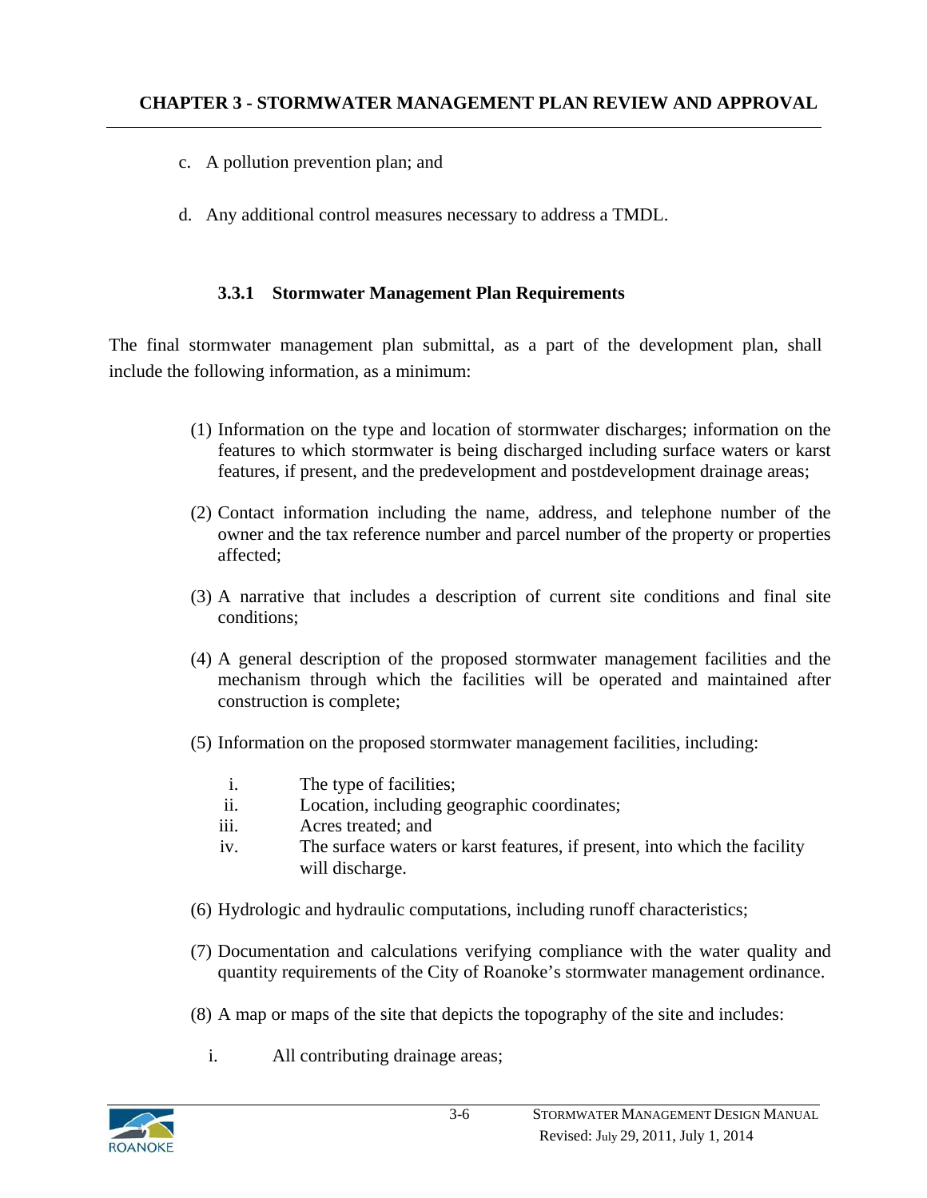c. A pollution prevention plan; and

d. Any additional control measures necessary to address a TMDL.

### 3.3.1 Stormwater Management Plan Requirements

The final stormwater management plan submittal, as a part of the development plan, shall include the following information, as a minimum:

(1) Information on the type and location of stormwater discharges; information on the features to which stormwater is being discharged including surface waters or karst features, if present, and the predevelopment and postdevelopment drainage areas;

(2) Contact information including the name, address, and telephone number of the owner and the tax reference number and parcel number of the property or properties affected;

(3) A narrative that includes a description of current site conditions and final site conditions;

(4) A general description of the proposed stormwater management facilities and the mechanism through which the facilities will be operated and maintained after construction is complete;

(5) Information on the proposed stormwater management facilities, including:

   i. The type of facilities;
   ii. Location, including geographic coordinates;
   iii. Acres treated; and
   iv. The surface waters or karst features, if present, into which the facility will discharge.

(6) Hydrologic and hydraulic computations, including runoff characteristics;

(7) Documentation and calculations verifying compliance with the water quality and quantity requirements of the City of Roanoke's stormwater management ordinance.

(8) A map or maps of the site that depicts the topography of the site and includes:

   i. All contributing drainage areas;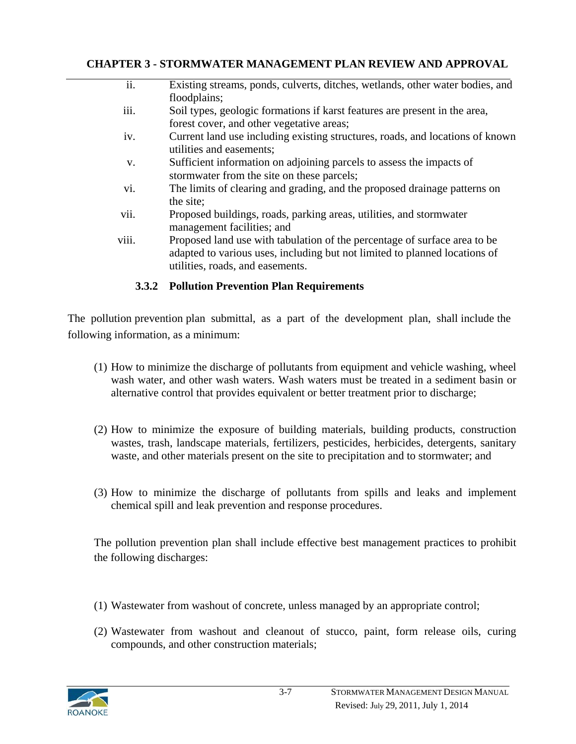ii. Existing streams, ponds, culverts, ditches, wetlands, other water bodies, and floodplains;

iii. Soil types, geologic formations if karst features are present in the area, forest cover, and other vegetative areas;

iv. Current land use including existing structures, roads, and locations of known utilities and easements;

v. Sufficient information on adjoining parcels to assess the impacts of stormwater from the site on these parcels;

vi. The limits of clearing and grading, and the proposed drainage patterns on the site;

vii. Proposed buildings, roads, parking areas, utilities, and stormwater management facilities; and

viii. Proposed land use with tabulation of the percentage of surface area to be adapted to various uses, including but not limited to planned locations of utilities, roads, and easements.

### 3.3.2 Pollution Prevention Plan Requirements

The pollution prevention plan submittal, as a part of the development plan, shall include the following information, as a minimum:

(1) How to minimize the discharge of pollutants from equipment and vehicle washing, wheel wash water, and other wash waters. Wash waters must be treated in a sediment basin or alternative control that provides equivalent or better treatment prior to discharge;

(2) How to minimize the exposure of building materials, building products, construction wastes, trash, landscape materials, fertilizers, pesticides, herbicides, detergents, sanitary waste, and other materials present on the site to precipitation and to stormwater; and

(3) How to minimize the discharge of pollutants from spills and leaks and implement chemical spill and leak prevention and response procedures.

The pollution prevention plan shall include effective best management practices to prohibit the following discharges:

(1) Wastewater from washout of concrete, unless managed by an appropriate control;

(2) Wastewater from washout and cleanout of stucco, paint, form release oils, curing compounds, and other construction materials;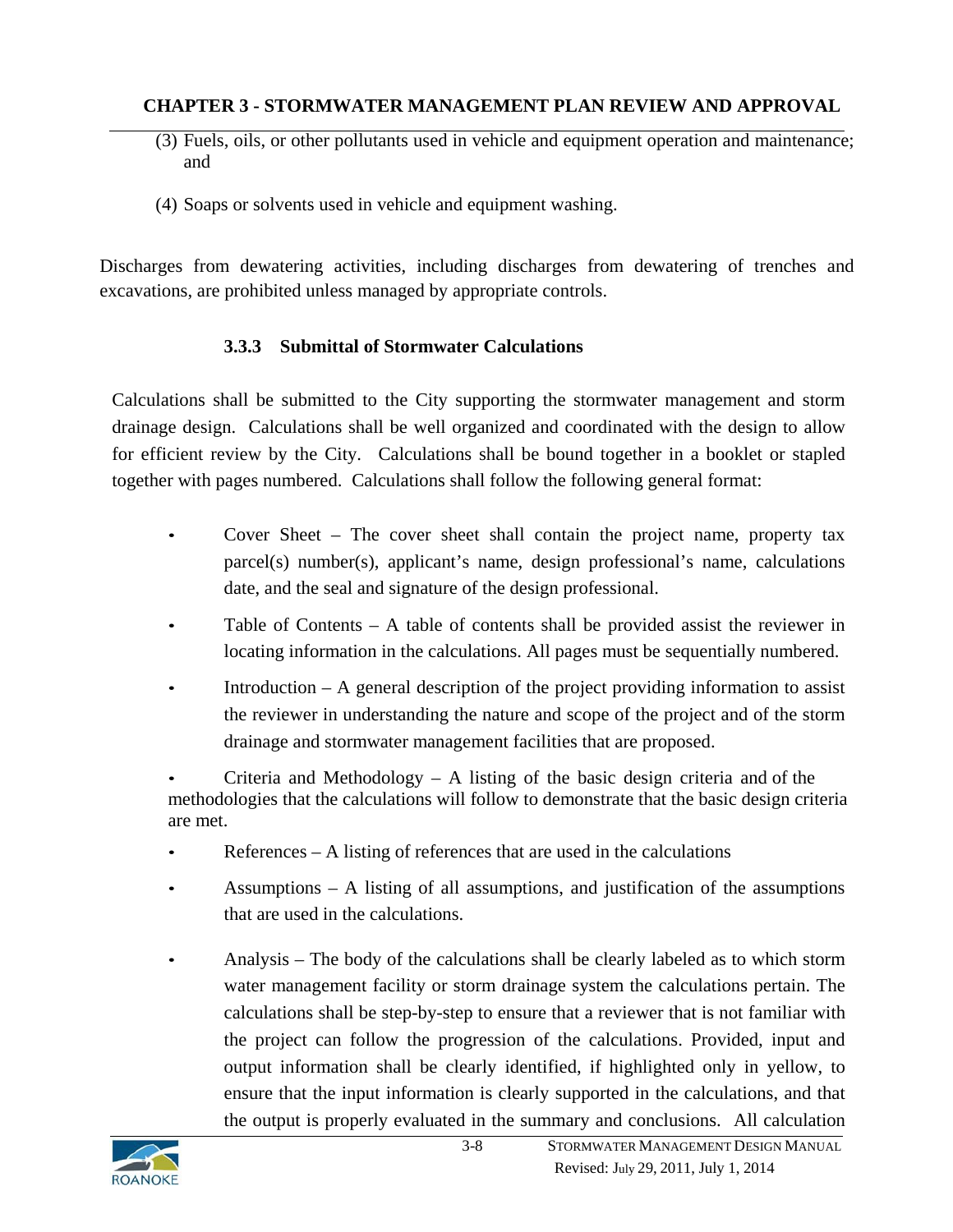(3) Fuels, oils, or other pollutants used in vehicle and equipment operation and maintenance; and

(4) Soaps or solvents used in vehicle and equipment washing.

Discharges from dewatering activities, including discharges from dewatering of trenches and excavations, are prohibited unless managed by appropriate controls.

### 3.3.3 Submittal of Stormwater Calculations

Calculations shall be submitted to the City supporting the stormwater management and storm drainage design. Calculations shall be well organized and coordinated with the design to allow for efficient review by the City. Calculations shall be bound together in a booklet or stapled together with pages numbered. Calculations shall follow the following general format:

- Cover Sheet – The cover sheet shall contain the project name, property tax parcel(s) number(s), applicant's name, design professional's name, calculations date, and the seal and signature of the design professional.
- Table of Contents – A table of contents shall be provided assist the reviewer in locating information in the calculations. All pages must be sequentially numbered.
- Introduction – A general description of the project providing information to assist the reviewer in understanding the nature and scope of the project and of the storm drainage and stormwater management facilities that are proposed.
- Criteria and Methodology – A listing of the basic design criteria and of the methodologies that the calculations will follow to demonstrate that the basic design criteria are met.
- References – A listing of references that are used in the calculations
- Assumptions – A listing of all assumptions, and justification of the assumptions that are used in the calculations.
- Analysis – The body of the calculations shall be clearly labeled as to which storm water management facility or storm drainage system the calculations pertain. The calculations shall be step-by-step to ensure that a reviewer that is not familiar with the project can follow the progression of the calculations. Provided, input and output information shall be clearly identified, if highlighted only in yellow, to ensure that the input information is clearly supported in the calculations, and that the output is properly evaluated in the summary and conclusions. All calculation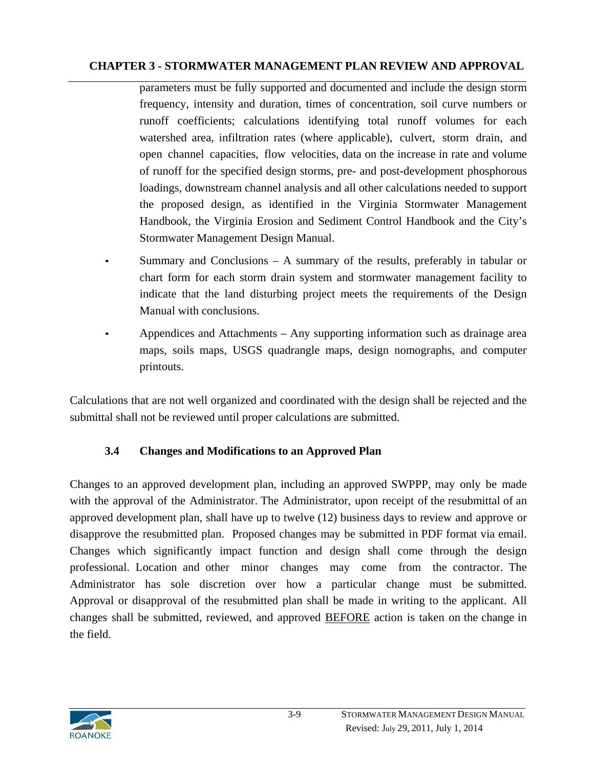parameters must be fully supported and documented and include the design storm frequency, intensity and duration, times of concentration, soil curve numbers or runoff coefficients; calculations identifying total runoff volumes for each watershed area, infiltration rates (where applicable), culvert, storm drain, and open channel capacities, flow velocities, data on the increase in rate and volume of runoff for the specified design storms, pre- and post-development phosphorous loadings, downstream channel analysis and all other calculations needed to support the proposed design, as identified in the Virginia Stormwater Management Handbook, the Virginia Erosion and Sediment Control Handbook and the City's Stormwater Management Design Manual.

- Summary and Conclusions – A summary of the results, preferably in tabular or chart form for each storm drain system and stormwater management facility to indicate that the land disturbing project meets the requirements of the Design Manual with conclusions.
- Appendices and Attachments – Any supporting information such as drainage area maps, soils maps, USGS quadrangle maps, design nomographs, and computer printouts.

Calculations that are not well organized and coordinated with the design shall be rejected and the submittal shall not be reviewed until proper calculations are submitted.

## 3.4 Changes and Modifications to an Approved Plan

Changes to an approved development plan, including an approved SWPPP, may only be made with the approval of the Administrator. The Administrator, upon receipt of the resubmittal of an approved development plan, shall have up to twelve (12) business days to review and approve or disapprove the resubmitted plan. Proposed changes may be submitted in PDF format via email. Changes which significantly impact function and design shall come through the design professional. Location and other minor changes may come from the contractor. The Administrator has sole discretion over how a particular change must be submitted. Approval or disapproval of the resubmitted plan shall be made in writing to the applicant. All changes shall be submitted, reviewed, and approved BEFORE action is taken on the change in the field.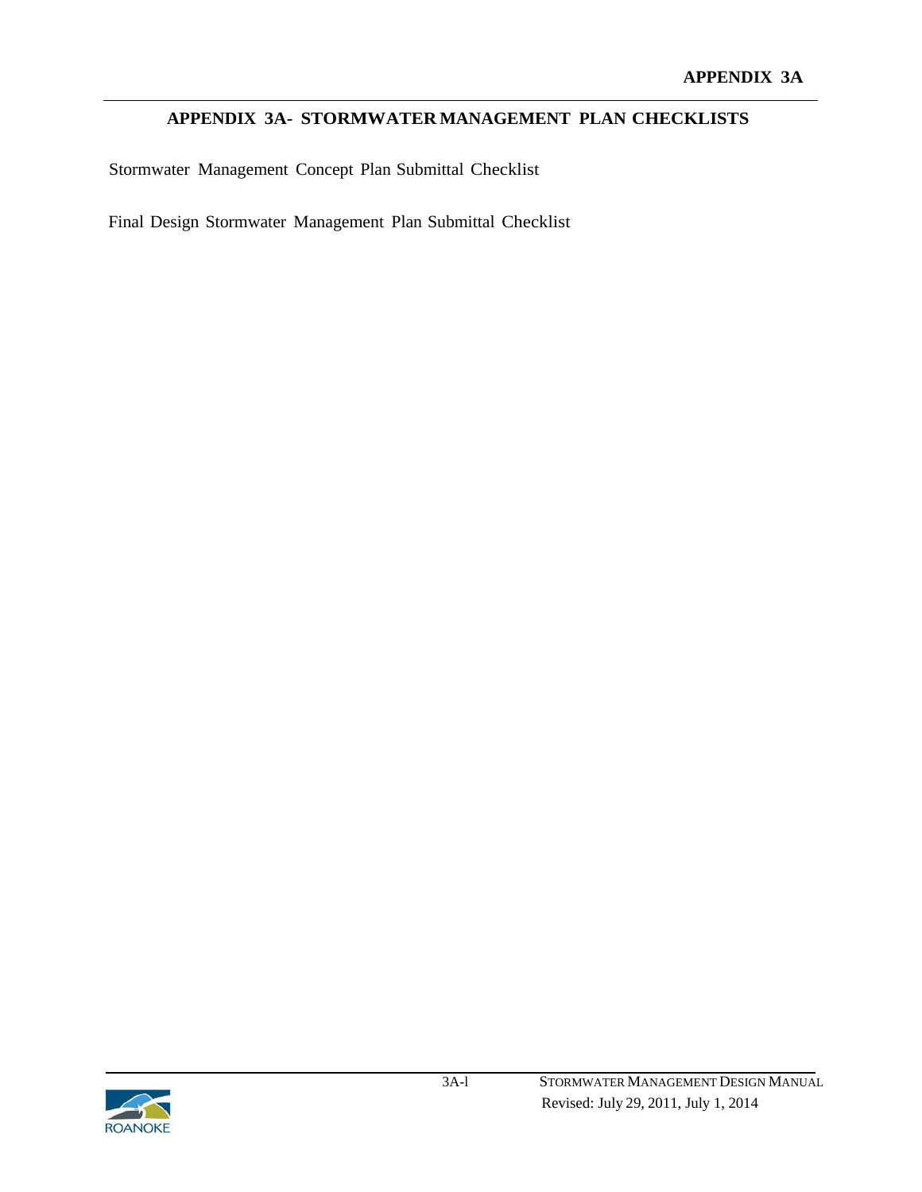## APPENDIX 3A- STORMWATER MANAGEMENT PLAN CHECKLISTS

Stormwater Management Concept Plan Submittal Checklist

Final Design Stormwater Management Plan Submittal Checklist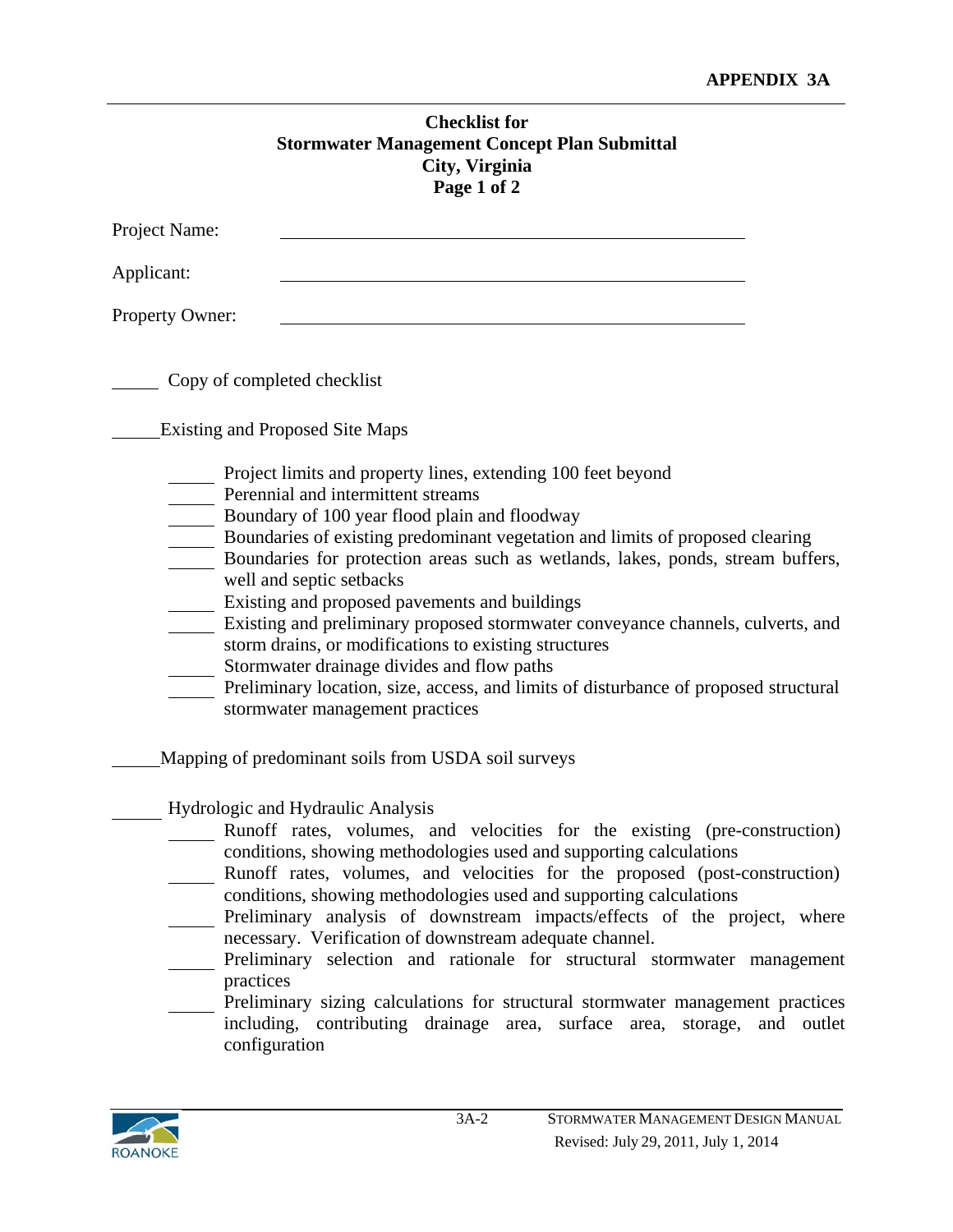**APPENDIX 3A**

## Checklist for Stormwater Management Concept Plan Submittal City, Virginia Page 1 of 2

Project Name: ______________________________

Applicant: ______________________________

Property Owner: ______________________________

_____ Copy of completed checklist

_____ Existing and Proposed Site Maps

- _____ Project limits and property lines, extending 100 feet beyond
- _____ Perennial and intermittent streams
- _____ Boundary of 100 year flood plain and floodway
- _____ Boundaries of existing predominant vegetation and limits of proposed clearing
- _____ Boundaries for protection areas such as wetlands, lakes, ponds, stream buffers, well and septic setbacks
- _____ Existing and proposed pavements and buildings
- _____ Existing and preliminary proposed stormwater conveyance channels, culverts, and storm drains, or modifications to existing structures
- _____ Stormwater drainage divides and flow paths
- _____ Preliminary location, size, access, and limits of disturbance of proposed structural stormwater management practices

_____ Mapping of predominant soils from USDA soil surveys

_____ Hydrologic and Hydraulic Analysis

- _____ Runoff rates, volumes, and velocities for the existing (pre-construction) conditions, showing methodologies used and supporting calculations
- _____ Runoff rates, volumes, and velocities for the proposed (post-construction) conditions, showing methodologies used and supporting calculations
- _____ Preliminary analysis of downstream impacts/effects of the project, where necessary. Verification of downstream adequate channel.
- _____ Preliminary selection and rationale for structural stormwater management practices
- _____ Preliminary sizing calculations for structural stormwater management practices including, contributing drainage area, surface area, storage, and outlet configuration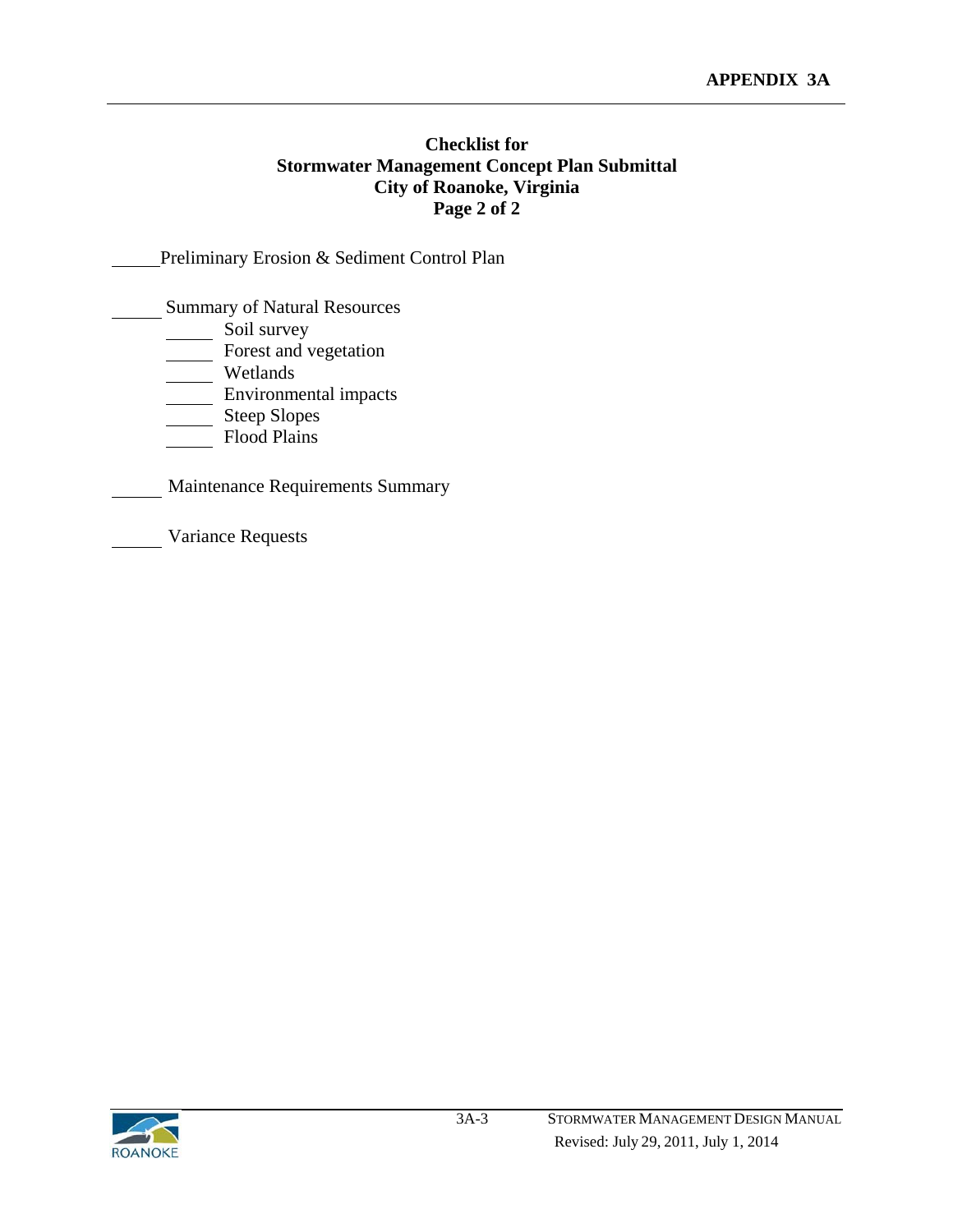**Checklist for**
**Stormwater Management Concept Plan Submittal**
**City of Roanoke, Virginia**
**Page 2 of 2**

\_\_\_\_\_ Preliminary Erosion & Sediment Control Plan

\_\_\_\_\_ Summary of Natural Resources

- \_\_\_\_\_ Soil survey
- \_\_\_\_\_ Forest and vegetation
- \_\_\_\_\_ Wetlands
- \_\_\_\_\_ Environmental impacts
- \_\_\_\_\_ Steep Slopes
- \_\_\_\_\_ Flood Plains

\_\_\_\_\_ Maintenance Requirements Summary

\_\_\_\_\_ Variance Requests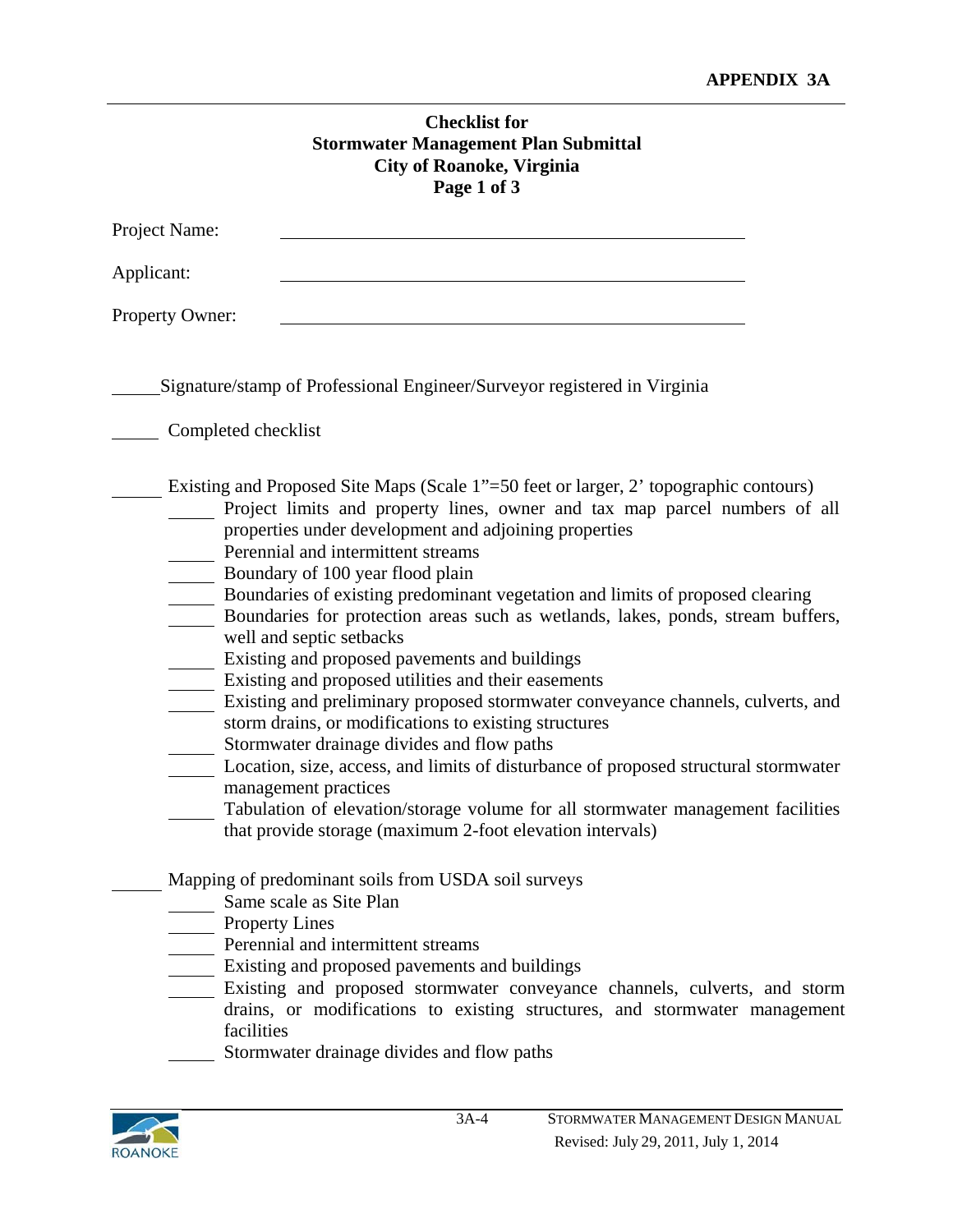# Checklist for Stormwater Management Plan Submittal

## City of Roanoke, Virginia

**Page 1 of 3**

Project Name: ______________________________

Applicant: ______________________________

Property Owner: ______________________________

_____ Signature/stamp of Professional Engineer/Surveyor registered in Virginia

_____ Completed checklist

_____ Existing and Proposed Site Maps (Scale 1"=50 feet or larger, 2' topographic contours)
- _____ Project limits and property lines, owner and tax map parcel numbers of all properties under development and adjoining properties
- _____ Perennial and intermittent streams
- _____ Boundary of 100 year flood plain
- _____ Boundaries of existing predominant vegetation and limits of proposed clearing
- _____ Boundaries for protection areas such as wetlands, lakes, ponds, stream buffers, well and septic setbacks
- _____ Existing and proposed pavements and buildings
- _____ Existing and proposed utilities and their easements
- _____ Existing and preliminary proposed stormwater conveyance channels, culverts, and storm drains, or modifications to existing structures
- _____ Stormwater drainage divides and flow paths
- _____ Location, size, access, and limits of disturbance of proposed structural stormwater management practices
- _____ Tabulation of elevation/storage volume for all stormwater management facilities that provide storage (maximum 2-foot elevation intervals)

_____ Mapping of predominant soils from USDA soil surveys
- _____ Same scale as Site Plan
- _____ Property Lines
- _____ Perennial and intermittent streams
- _____ Existing and proposed pavements and buildings
- _____ Existing and proposed stormwater conveyance channels, culverts, and storm drains, or modifications to existing structures, and stormwater management facilities
- _____ Stormwater drainage divides and flow paths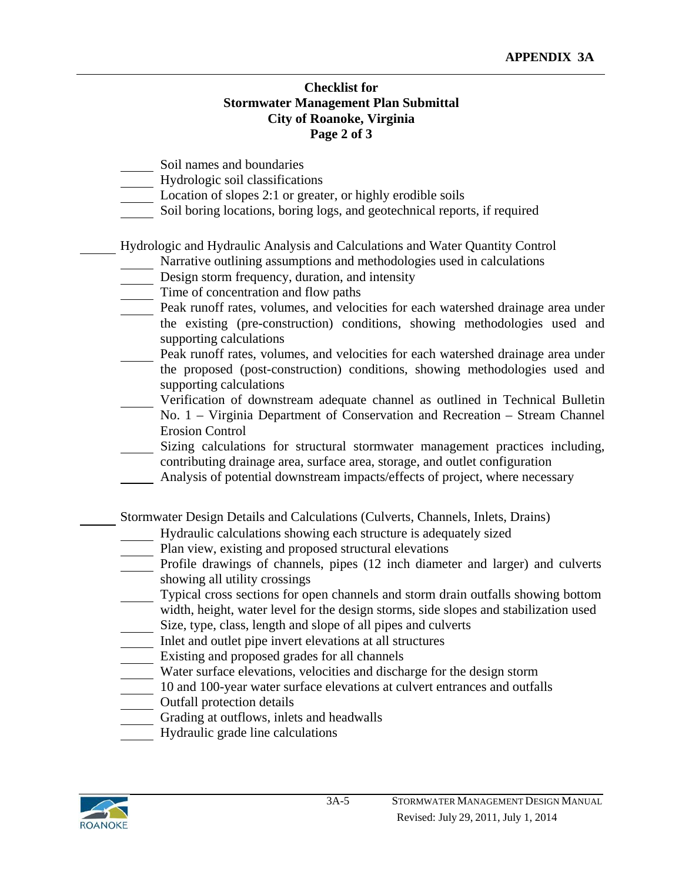APPENDIX 3A

**Checklist for**
**Stormwater Management Plan Submittal**
**City of Roanoke, Virginia**
**Page 2 of 3**

- _____ Soil names and boundaries
- _____ Hydrologic soil classifications
- _____ Location of slopes 2:1 or greater, or highly erodible soils
- _____ Soil boring locations, boring logs, and geotechnical reports, if required

_____ Hydrologic and Hydraulic Analysis and Calculations and Water Quantity Control

- _____ Narrative outlining assumptions and methodologies used in calculations
- _____ Design storm frequency, duration, and intensity
- _____ Time of concentration and flow paths
- _____ Peak runoff rates, volumes, and velocities for each watershed drainage area under the existing (pre-construction) conditions, showing methodologies used and supporting calculations
- _____ Peak runoff rates, volumes, and velocities for each watershed drainage area under the proposed (post-construction) conditions, showing methodologies used and supporting calculations
- _____ Verification of downstream adequate channel as outlined in Technical Bulletin No. 1 – Virginia Department of Conservation and Recreation – Stream Channel Erosion Control
- _____ Sizing calculations for structural stormwater management practices including, contributing drainage area, surface area, storage, and outlet configuration
- _____ Analysis of potential downstream impacts/effects of project, where necessary

_____ Stormwater Design Details and Calculations (Culverts, Channels, Inlets, Drains)

- _____ Hydraulic calculations showing each structure is adequately sized
- _____ Plan view, existing and proposed structural elevations
- _____ Profile drawings of channels, pipes (12 inch diameter and larger) and culverts showing all utility crossings
- _____ Typical cross sections for open channels and storm drain outfalls showing bottom width, height, water level for the design storms, side slopes and stabilization used
- _____ Size, type, class, length and slope of all pipes and culverts
- _____ Inlet and outlet pipe invert elevations at all structures
- _____ Existing and proposed grades for all channels
- _____ Water surface elevations, velocities and discharge for the design storm
- _____ 10 and 100-year water surface elevations at culvert entrances and outfalls
- _____ Outfall protection details
- _____ Grading at outflows, inlets and headwalls
- _____ Hydraulic grade line calculations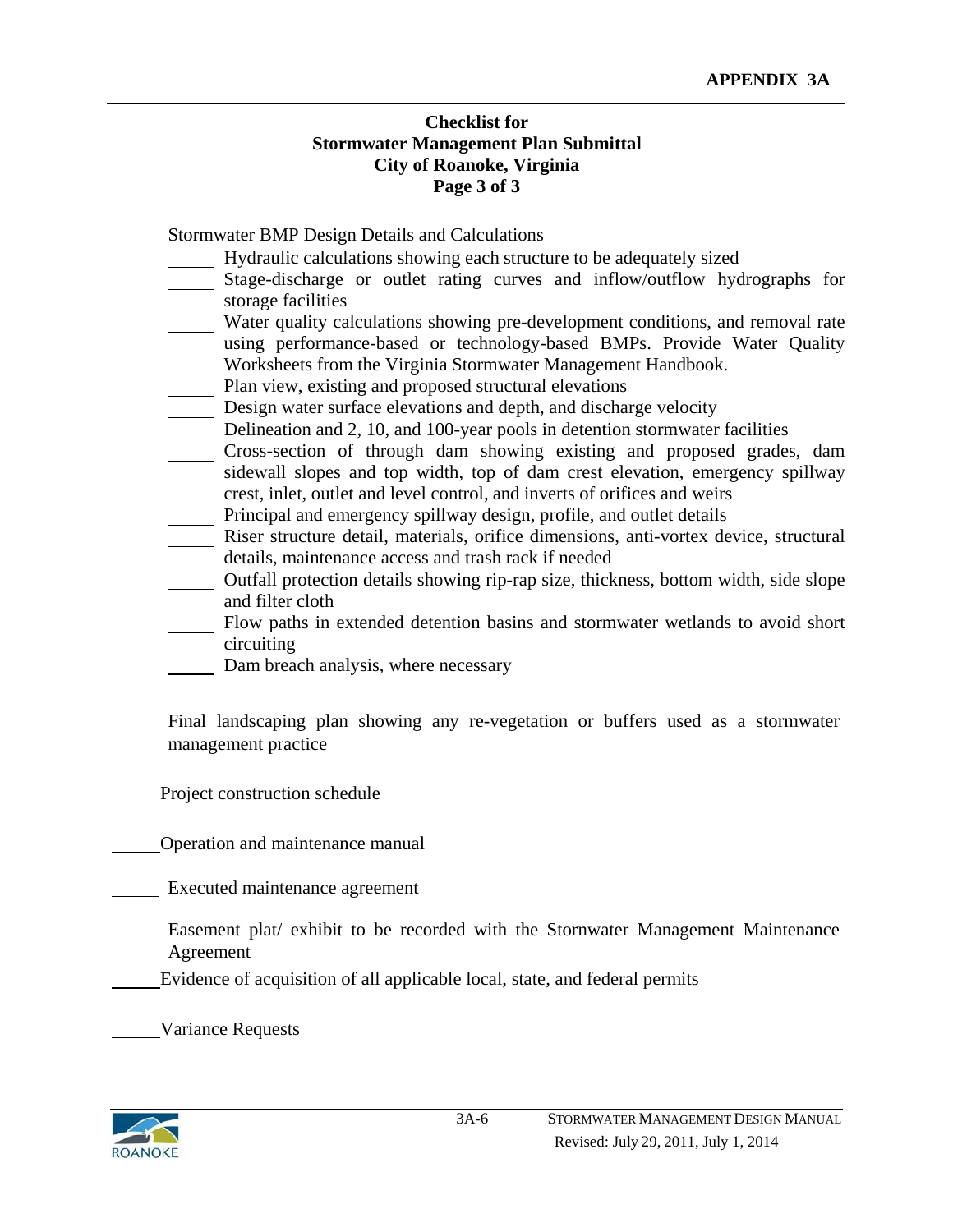**APPENDIX 3A**

**Checklist for**
**Stormwater Management Plan Submittal**
**City of Roanoke, Virginia**
**Page 3 of 3**

- _____ Stormwater BMP Design Details and Calculations
  - _____ Hydraulic calculations showing each structure to be adequately sized
  - _____ Stage-discharge or outlet rating curves and inflow/outflow hydrographs for storage facilities
  - _____ Water quality calculations showing pre-development conditions, and removal rate using performance-based or technology-based BMPs. Provide Water Quality Worksheets from the Virginia Stormwater Management Handbook.
  - _____ Plan view, existing and proposed structural elevations
  - _____ Design water surface elevations and depth, and discharge velocity
  - _____ Delineation and 2, 10, and 100-year pools in detention stormwater facilities
  - _____ Cross-section of through dam showing existing and proposed grades, dam sidewall slopes and top width, top of dam crest elevation, emergency spillway crest, inlet, outlet and level control, and inverts of orifices and weirs
  - _____ Principal and emergency spillway design, profile, and outlet details
  - _____ Riser structure detail, materials, orifice dimensions, anti-vortex device, structural details, maintenance access and trash rack if needed
  - _____ Outfall protection details showing rip-rap size, thickness, bottom width, side slope and filter cloth
  - _____ Flow paths in extended detention basins and stormwater wetlands to avoid short circuiting
  - _____ Dam breach analysis, where necessary

- _____ Final landscaping plan showing any re-vegetation or buffers used as a stormwater management practice

- _____ Project construction schedule

- _____ Operation and maintenance manual

- _____ Executed maintenance agreement

- _____ Easement plat/ exhibit to be recorded with the Stornwater Management Maintenance Agreement

- _____ Evidence of acquisition of all applicable local, state, and federal permits

- _____ Variance Requests